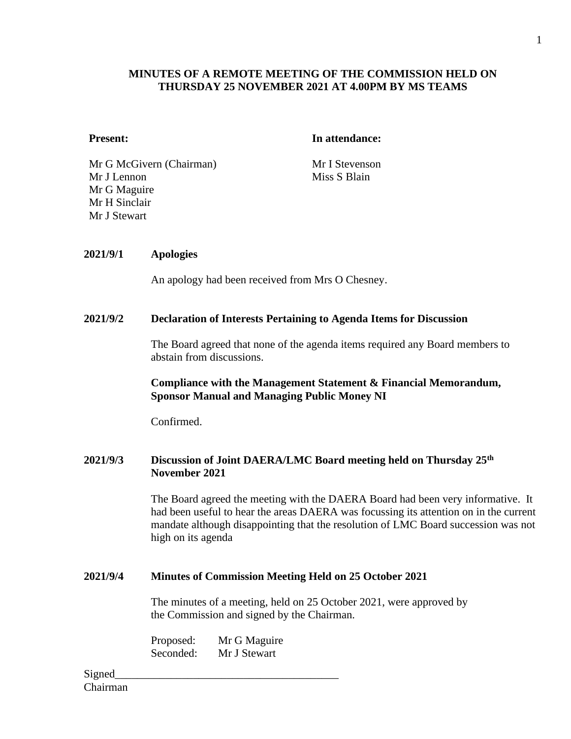**MINUTES OF A REMOTE MEETING OF THE COMMISSION HELD ON THURSDAY 25 NOVEMBER 2021 AT 4.00PM BY MS TEAMS**

| **Present:** | **In attendance:** |
|---|---|
| Mr G McGivern (Chairman) | Mr I Stevenson |
| Mr J Lennon | Miss S Blain |
| Mr G Maguire | |
| Mr H Sinclair | |
| Mr J Stewart | |

**2021/9/1 Apologies**

An apology had been received from Mrs O Chesney.

**2021/9/2 Declaration of Interests Pertaining to Agenda Items for Discussion**

The Board agreed that none of the agenda items required any Board members to abstain from discussions.

**Compliance with the Management Statement & Financial Memorandum, Sponsor Manual and Managing Public Money NI**

Confirmed.

**2021/9/3 Discussion of Joint DAERA/LMC Board meeting held on Thursday 25th November 2021**

The Board agreed the meeting with the DAERA Board had been very informative. It had been useful to hear the areas DAERA was focussing its attention on in the current mandate although disappointing that the resolution of LMC Board succession was not high on its agenda

**2021/9/4 Minutes of Commission Meeting Held on 25 October 2021**

The minutes of a meeting, held on 25 October 2021, were approved by the Commission and signed by the Chairman.

Proposed: Mr G Maguire
Seconded: Mr J Stewart

Signed_______________________________________
Chairman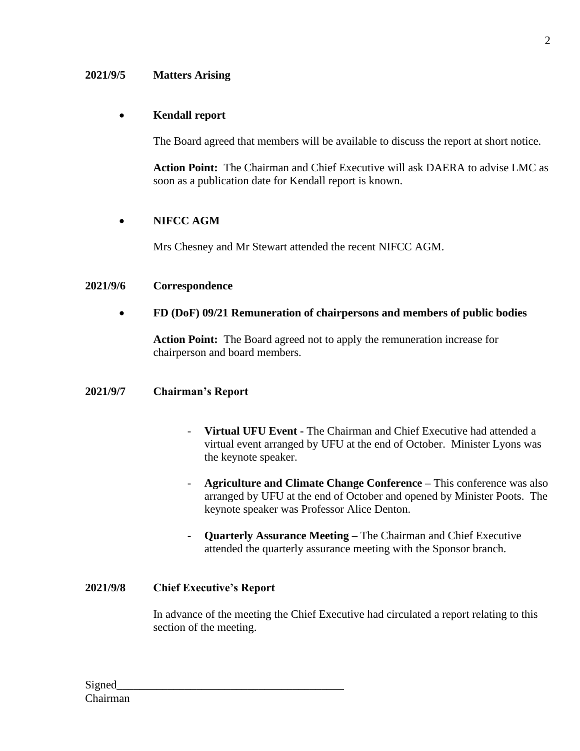**2021/9/5 Matters Arising**

- **Kendall report**

  The Board agreed that members will be available to discuss the report at short notice.

  **Action Point:** The Chairman and Chief Executive will ask DAERA to advise LMC as soon as a publication date for Kendall report is known.

- **NIFCC AGM**

  Mrs Chesney and Mr Stewart attended the recent NIFCC AGM.

**2021/9/6 Correspondence**

- **FD (DoF) 09/21 Remuneration of chairpersons and members of public bodies**

  **Action Point:** The Board agreed not to apply the remuneration increase for chairperson and board members.

**2021/9/7 Chairman's Report**

- **Virtual UFU Event -** The Chairman and Chief Executive had attended a virtual event arranged by UFU at the end of October. Minister Lyons was the keynote speaker.
- **Agriculture and Climate Change Conference –** This conference was also arranged by UFU at the end of October and opened by Minister Poots. The keynote speaker was Professor Alice Denton.
- **Quarterly Assurance Meeting –** The Chairman and Chief Executive attended the quarterly assurance meeting with the Sponsor branch.

**2021/9/8 Chief Executive's Report**

In advance of the meeting the Chief Executive had circulated a report relating to this section of the meeting.

Signed_______________________________________
Chairman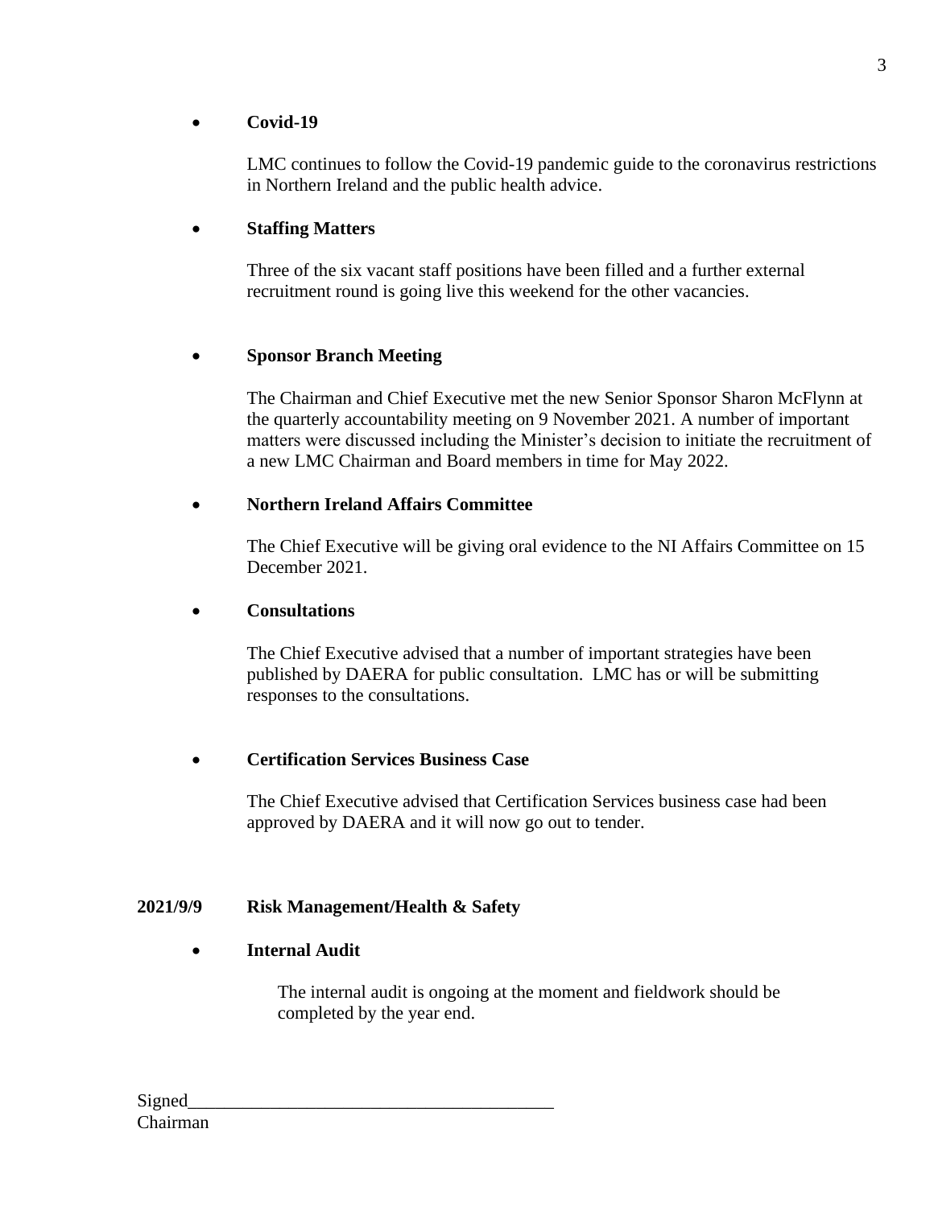- **Covid-19**

  LMC continues to follow the Covid-19 pandemic guide to the coronavirus restrictions in Northern Ireland and the public health advice.

- **Staffing Matters**

  Three of the six vacant staff positions have been filled and a further external recruitment round is going live this weekend for the other vacancies.

- **Sponsor Branch Meeting**

  The Chairman and Chief Executive met the new Senior Sponsor Sharon McFlynn at the quarterly accountability meeting on 9 November 2021. A number of important matters were discussed including the Minister's decision to initiate the recruitment of a new LMC Chairman and Board members in time for May 2022.

- **Northern Ireland Affairs Committee**

  The Chief Executive will be giving oral evidence to the NI Affairs Committee on 15 December 2021.

- **Consultations**

  The Chief Executive advised that a number of important strategies have been published by DAERA for public consultation. LMC has or will be submitting responses to the consultations.

- **Certification Services Business Case**

  The Chief Executive advised that Certification Services business case had been approved by DAERA and it will now go out to tender.

**2021/9/9 Risk Management/Health & Safety**

- **Internal Audit**

  The internal audit is ongoing at the moment and fieldwork should be completed by the year end.

Signed_______________________________________
Chairman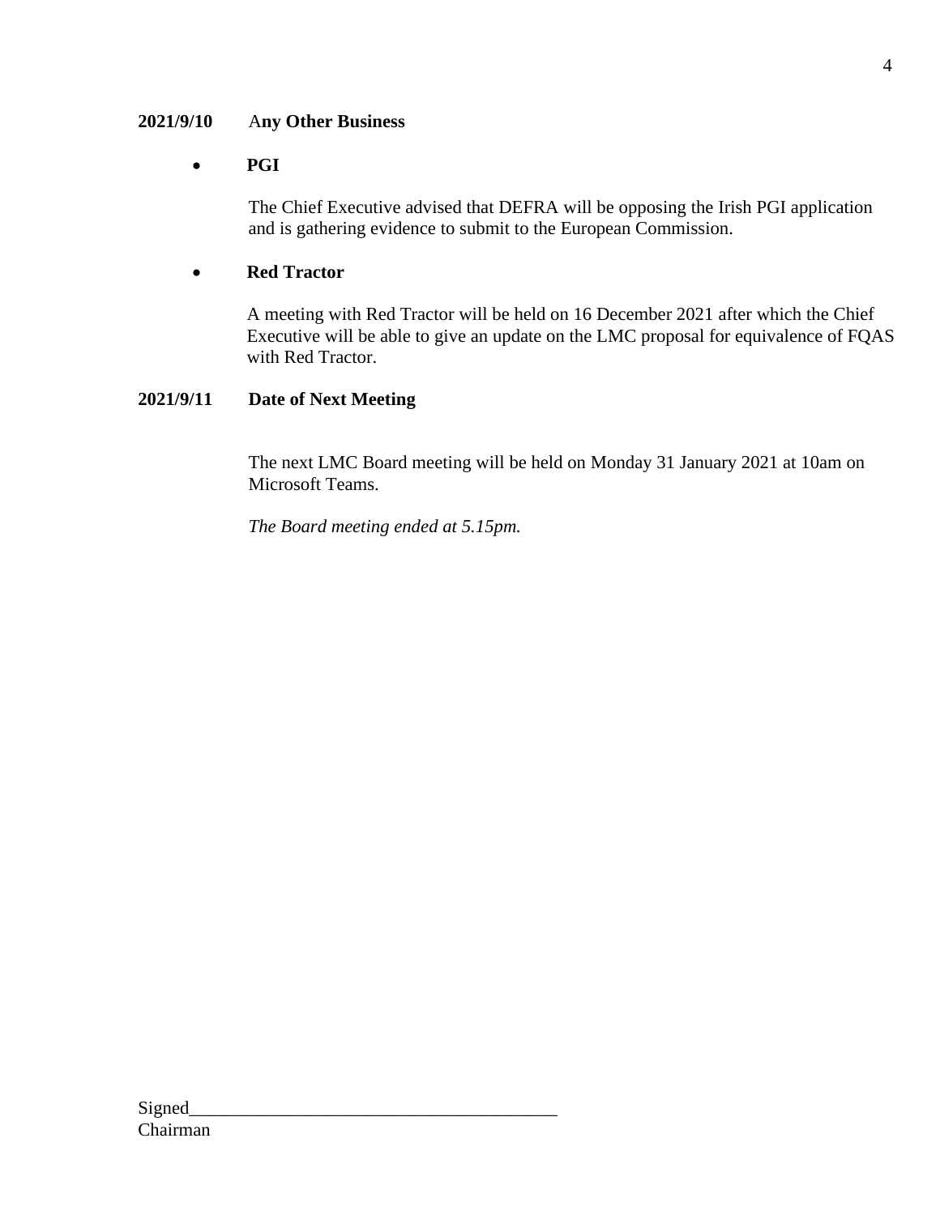**2021/9/10 Any Other Business**

- **PGI**

  The Chief Executive advised that DEFRA will be opposing the Irish PGI application and is gathering evidence to submit to the European Commission.

- **Red Tractor**

  A meeting with Red Tractor will be held on 16 December 2021 after which the Chief Executive will be able to give an update on the LMC proposal for equivalence of FQAS with Red Tractor.

**2021/9/11 Date of Next Meeting**

The next LMC Board meeting will be held on Monday 31 January 2021 at 10am on Microsoft Teams.

*The Board meeting ended at 5.15pm.*

Signed________________________________________
Chairman